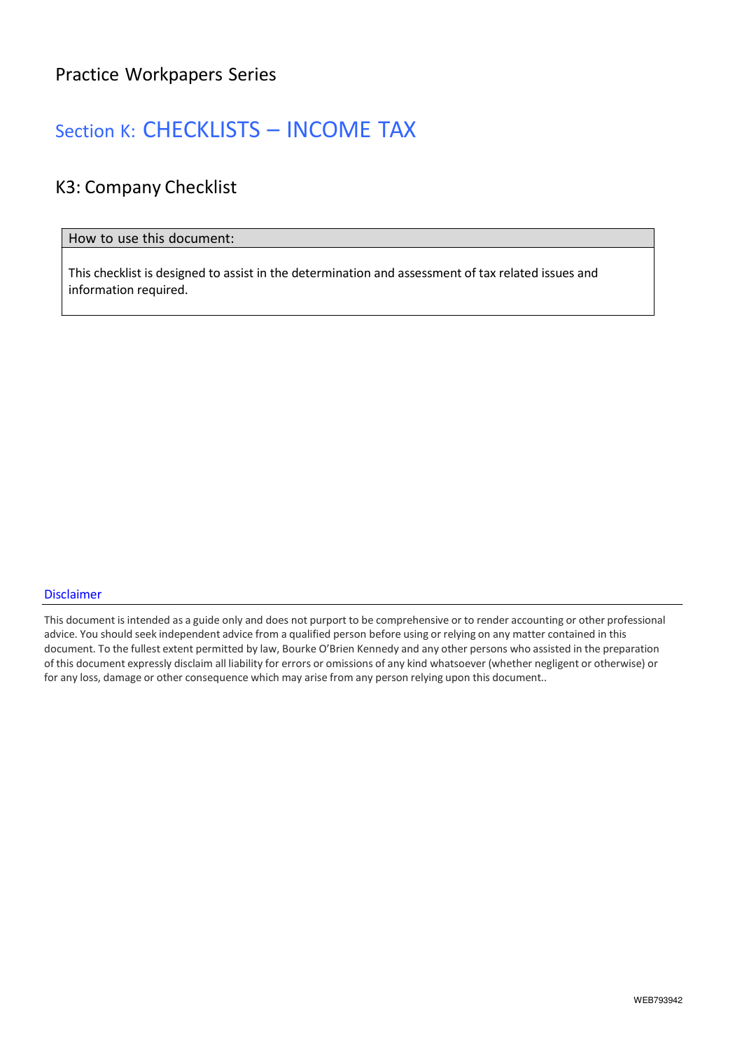Practice Workpapers Series

# Section K: CHECKLISTS – INCOME TAX

## K3: Company Checklist

| How to use this document: |
| --- |
| This checklist is designed to assist in the determination and assessment of tax related issues and information required. |

### Disclaimer

This document is intended as a guide only and does not purport to be comprehensive or to render accounting or other professional advice. You should seek independent advice from a qualified person before using or relying on any matter contained in this document. To the fullest extent permitted by law, Bourke O'Brien Kennedy and any other persons who assisted in the preparation of this document expressly disclaim all liability for errors or omissions of any kind whatsoever (whether negligent or otherwise) or for any loss, damage or other consequence which may arise from any person relying upon this document..

WEB793942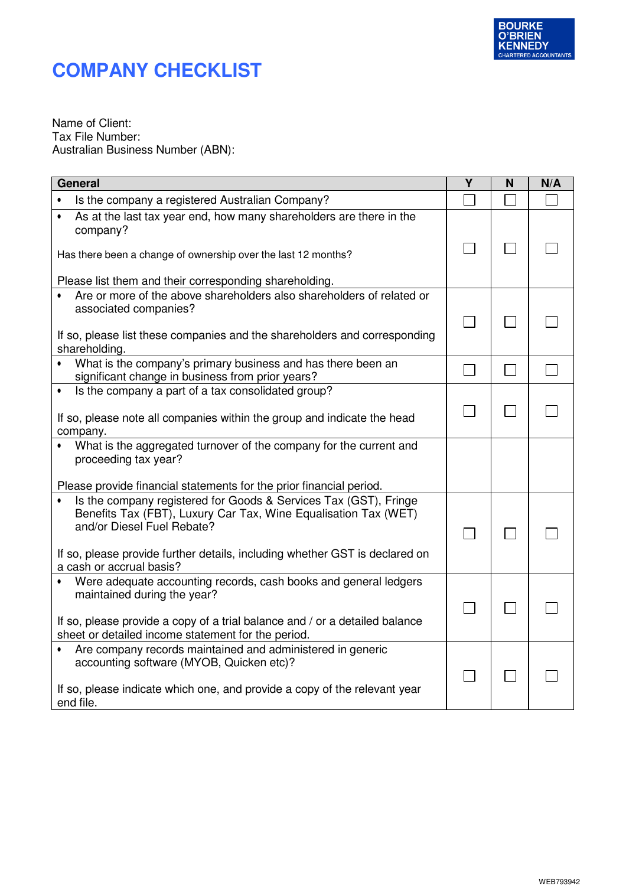BOURKE O'BRIEN KENNEDY CHARTERED ACCOUNTANTS

# COMPANY CHECKLIST

Name of Client:
Tax File Number:
Australian Business Number (ABN):

| General | Y | N | N/A |
|---|---|---|---|
| • Is the company a registered Australian Company? | ☐ | ☐ | ☐ |
| • As at the last tax year end, how many shareholders are there in the company?<br><br>Has there been a change of ownership over the last 12 months?<br><br>Please list them and their corresponding shareholding. | ☐ | ☐ | ☐ |
| • Are or more of the above shareholders also shareholders of related or associated companies?<br><br>If so, please list these companies and the shareholders and corresponding shareholding. | ☐ | ☐ | ☐ |
| • What is the company's primary business and has there been an significant change in business from prior years? | ☐ | ☐ | ☐ |
| • Is the company a part of a tax consolidated group?<br><br>If so, please note all companies within the group and indicate the head company. | ☐ | ☐ | ☐ |
| • What is the aggregated turnover of the company for the current and proceeding tax year?<br><br>Please provide financial statements for the prior financial period. | | | |
| • Is the company registered for Goods & Services Tax (GST), Fringe Benefits Tax (FBT), Luxury Car Tax, Wine Equalisation Tax (WET) and/or Diesel Fuel Rebate?<br><br>If so, please provide further details, including whether GST is declared on a cash or accrual basis? | ☐ | ☐ | ☐ |
| • Were adequate accounting records, cash books and general ledgers maintained during the year?<br><br>If so, please provide a copy of a trial balance and / or a detailed balance sheet or detailed income statement for the period. | ☐ | ☐ | ☐ |
| • Are company records maintained and administered in generic accounting software (MYOB, Quicken etc)?<br><br>If so, please indicate which one, and provide a copy of the relevant year end file. | ☐ | ☐ | ☐ |

WEB793942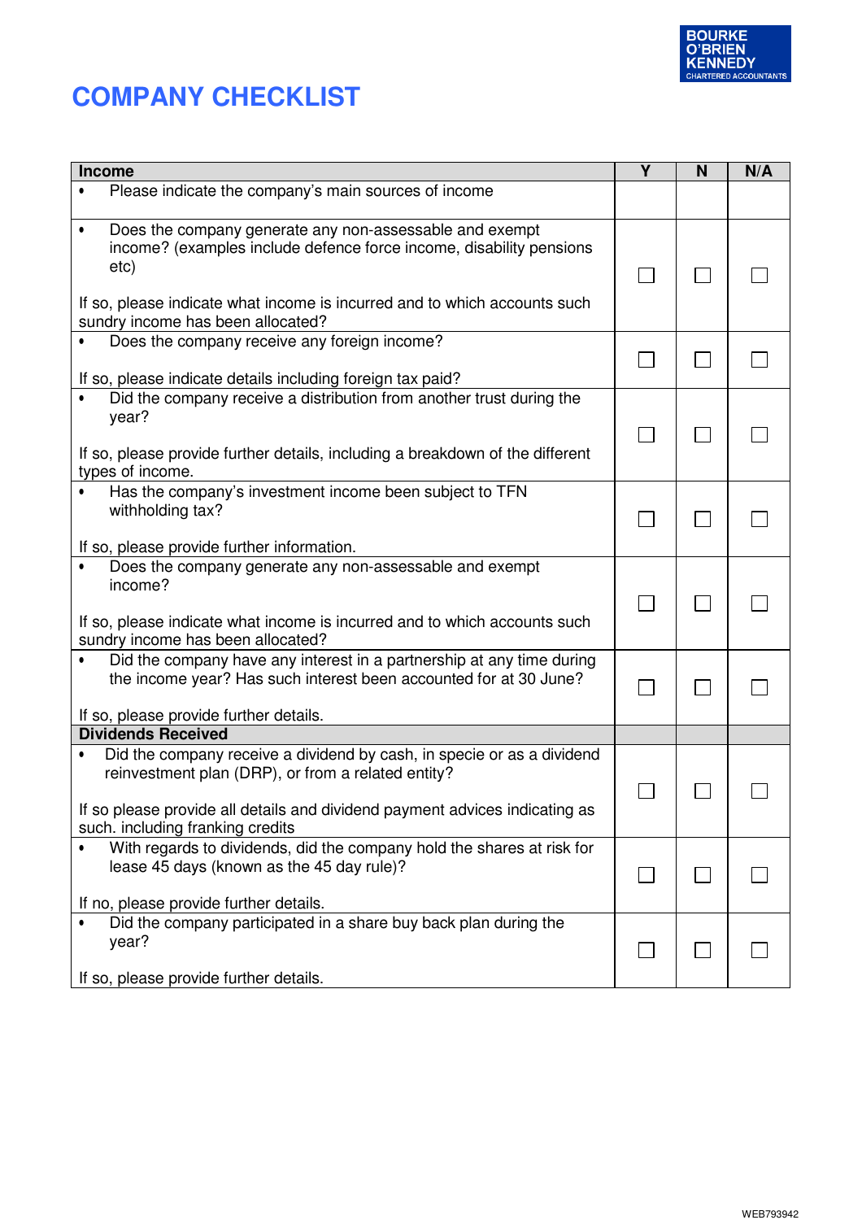# COMPANY CHECKLIST

| Income | Y | N | N/A |
|---|---|---|---|
| • Please indicate the company's main sources of income | | | |
| • Does the company generate any non-assessable and exempt income? (examples include defence force income, disability pensions etc)<br><br>If so, please indicate what income is incurred and to which accounts such sundry income has been allocated? | ☐ | ☐ | ☐ |
| • Does the company receive any foreign income?<br><br>If so, please indicate details including foreign tax paid? | ☐ | ☐ | ☐ |
| • Did the company receive a distribution from another trust during the year?<br><br>If so, please provide further details, including a breakdown of the different types of income. | ☐ | ☐ | ☐ |
| • Has the company's investment income been subject to TFN withholding tax?<br><br>If so, please provide further information. | ☐ | ☐ | ☐ |
| • Does the company generate any non-assessable and exempt income?<br><br>If so, please indicate what income is incurred and to which accounts such sundry income has been allocated? | ☐ | ☐ | ☐ |
| • Did the company have any interest in a partnership at any time during the income year? Has such interest been accounted for at 30 June?<br><br>If so, please provide further details. | ☐ | ☐ | ☐ |
| **Dividends Received** | | | |
| • Did the company receive a dividend by cash, in specie or as a dividend reinvestment plan (DRP), or from a related entity?<br><br>If so please provide all details and dividend payment advices indicating as such. including franking credits | ☐ | ☐ | ☐ |
| • With regards to dividends, did the company hold the shares at risk for lease 45 days (known as the 45 day rule)?<br><br>If no, please provide further details. | ☐ | ☐ | ☐ |
| • Did the company participated in a share buy back plan during the year?<br><br>If so, please provide further details. | ☐ | ☐ | ☐ |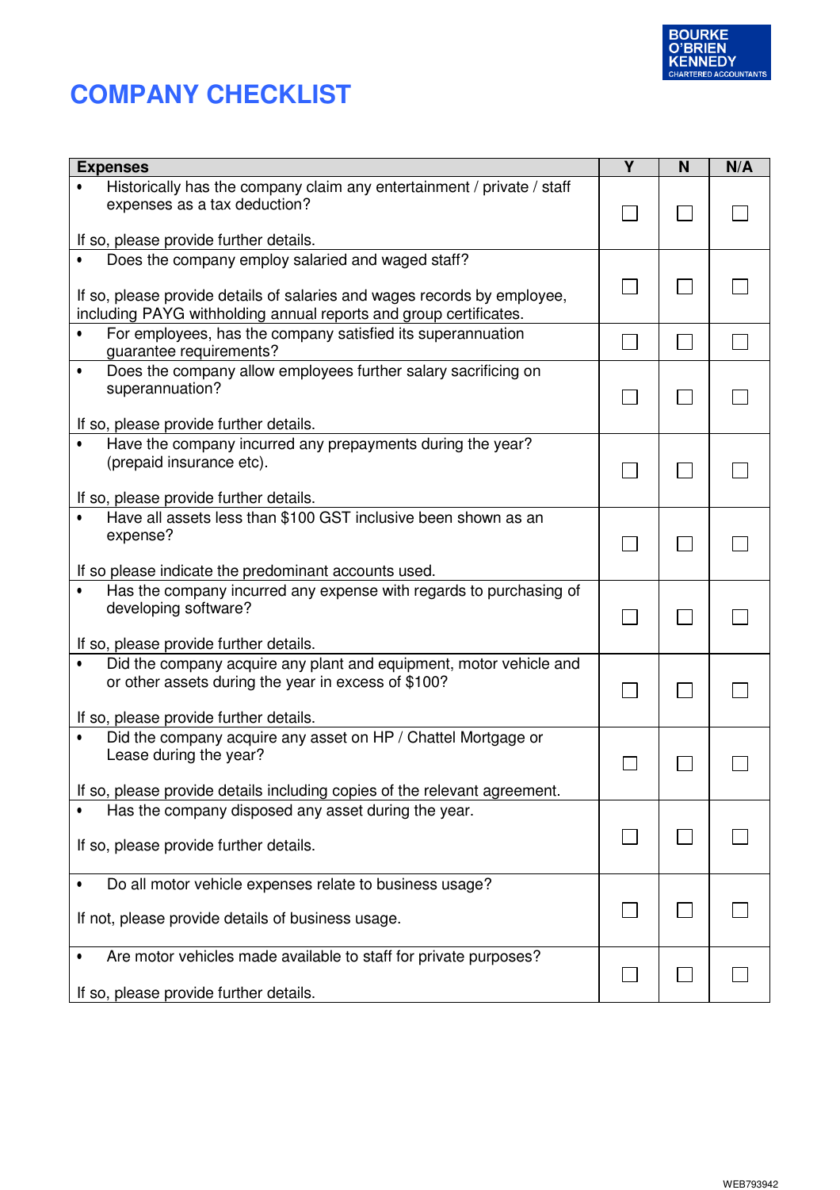# COMPANY CHECKLIST

| Expenses | Y | N | N/A |
|---|---|---|---|
| • Historically has the company claim any entertainment / private / staff expenses as a tax deduction?<br><br>If so, please provide further details. | ☐ | ☐ | ☐ |
| • Does the company employ salaried and waged staff?<br><br>If so, please provide details of salaries and wages records by employee, including PAYG withholding annual reports and group certificates. | ☐ | ☐ | ☐ |
| • For employees, has the company satisfied its superannuation guarantee requirements? | ☐ | ☐ | ☐ |
| • Does the company allow employees further salary sacrificing on superannuation?<br><br>If so, please provide further details. | ☐ | ☐ | ☐ |
| • Have the company incurred any prepayments during the year? (prepaid insurance etc).<br><br>If so, please provide further details. | ☐ | ☐ | ☐ |
| • Have all assets less than $100 GST inclusive been shown as an expense?<br><br>If so please indicate the predominant accounts used. | ☐ | ☐ | ☐ |
| • Has the company incurred any expense with regards to purchasing of developing software?<br><br>If so, please provide further details. | ☐ | ☐ | ☐ |
| • Did the company acquire any plant and equipment, motor vehicle and or other assets during the year in excess of $100?<br><br>If so, please provide further details. | ☐ | ☐ | ☐ |
| • Did the company acquire any asset on HP / Chattel Mortgage or Lease during the year?<br><br>If so, please provide details including copies of the relevant agreement. | ☐ | ☐ | ☐ |
| • Has the company disposed any asset during the year.<br><br>If so, please provide further details. | ☐ | ☐ | ☐ |
| • Do all motor vehicle expenses relate to business usage?<br><br>If not, please provide details of business usage. | ☐ | ☐ | ☐ |
| • Are motor vehicles made available to staff for private purposes?<br><br>If so, please provide further details. | ☐ | ☐ | ☐ |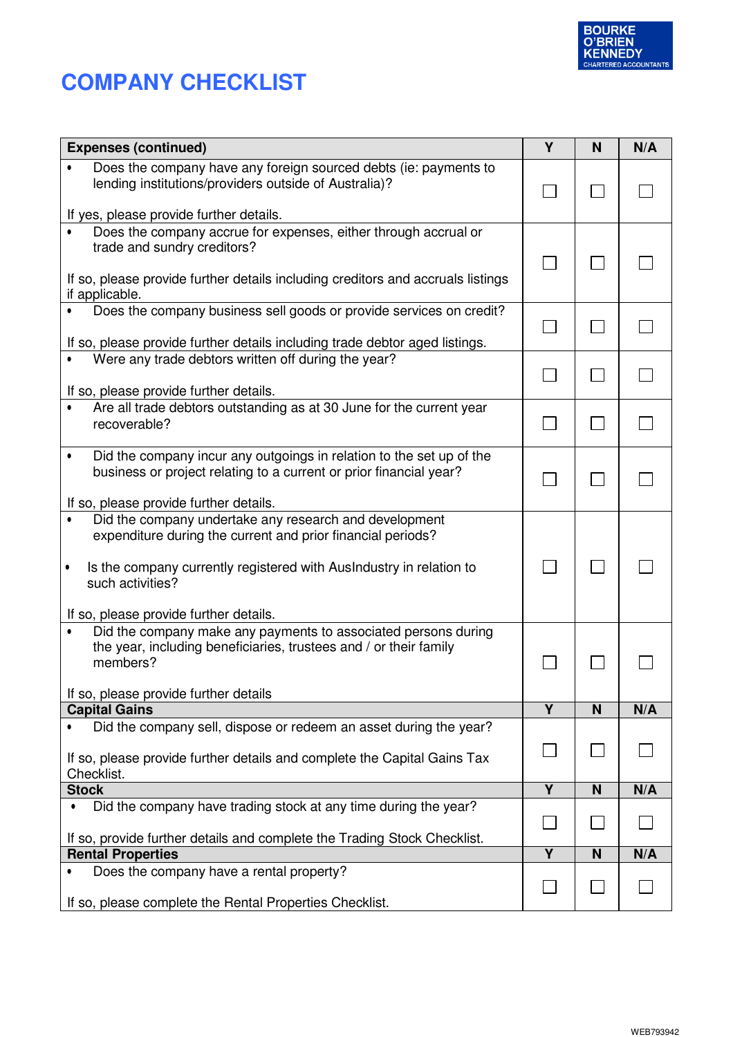# COMPANY CHECKLIST

| Expenses (continued) | Y | N | N/A |
|---|---|---|---|
| • Does the company have any foreign sourced debts (ie: payments to lending institutions/providers outside of Australia)?<br><br>If yes, please provide further details. | ☐ | ☐ | ☐ |
| • Does the company accrue for expenses, either through accrual or trade and sundry creditors?<br><br>If so, please provide further details including creditors and accruals listings if applicable. | ☐ | ☐ | ☐ |
| • Does the company business sell goods or provide services on credit?<br><br>If so, please provide further details including trade debtor aged listings. | ☐ | ☐ | ☐ |
| • Were any trade debtors written off during the year?<br><br>If so, please provide further details. | ☐ | ☐ | ☐ |
| • Are all trade debtors outstanding as at 30 June for the current year recoverable? | ☐ | ☐ | ☐ |
| • Did the company incur any outgoings in relation to the set up of the business or project relating to a current or prior financial year?<br><br>If so, please provide further details. | ☐ | ☐ | ☐ |
| • Did the company undertake any research and development expenditure during the current and prior financial periods?<br><br>• Is the company currently registered with AusIndustry in relation to such activities?<br><br>If so, please provide further details. | ☐ | ☐ | ☐ |
| • Did the company make any payments to associated persons during the year, including beneficiaries, trustees and / or their family members?<br><br>If so, please provide further details | ☐ | ☐ | ☐ |
| **Capital Gains** | **Y** | **N** | **N/A** |
| • Did the company sell, dispose or redeem an asset during the year?<br><br>If so, please provide further details and complete the Capital Gains Tax Checklist. | ☐ | ☐ | ☐ |
| **Stock** | **Y** | **N** | **N/A** |
| • Did the company have trading stock at any time during the year?<br><br>If so, provide further details and complete the Trading Stock Checklist. | ☐ | ☐ | ☐ |
| **Rental Properties** | **Y** | **N** | **N/A** |
| • Does the company have a rental property?<br><br>If so, please complete the Rental Properties Checklist. | ☐ | ☐ | ☐ |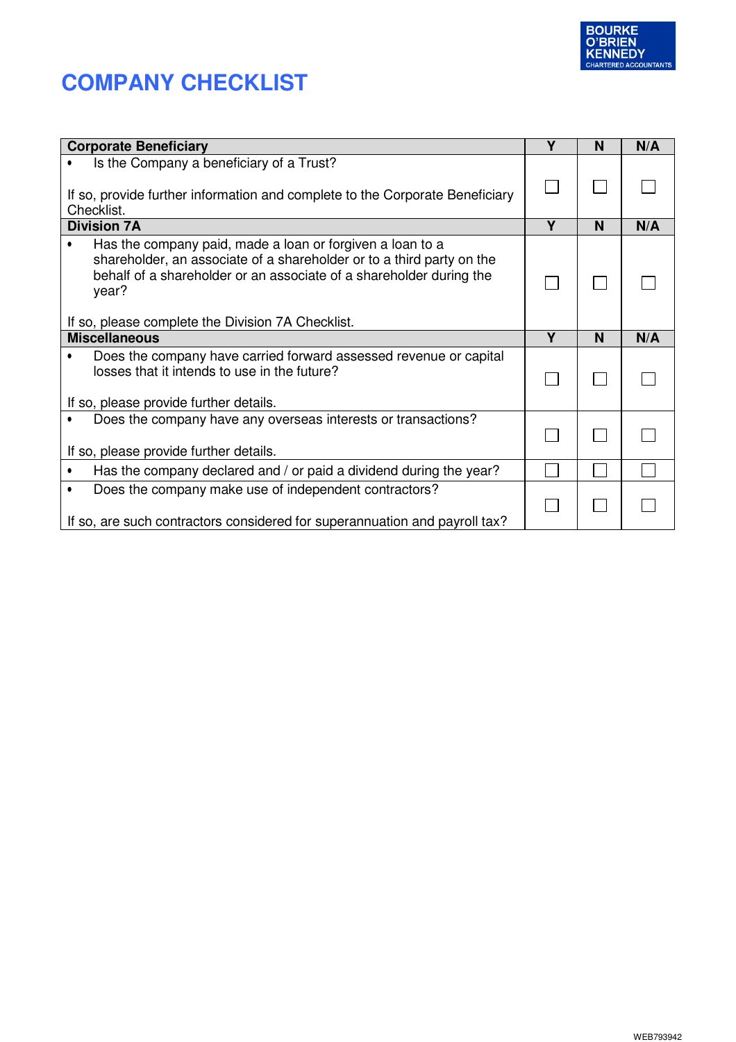# COMPANY CHECKLIST

| Corporate Beneficiary | Y | N | N/A |
|---|---|---|---|
| • Is the Company a beneficiary of a Trust?<br><br>If so, provide further information and complete to the Corporate Beneficiary Checklist. | ☐ | ☐ | ☐ |
| **Division 7A** | **Y** | **N** | **N/A** |
| • Has the company paid, made a loan or forgiven a loan to a shareholder, an associate of a shareholder or to a third party on the behalf of a shareholder or an associate of a shareholder during the year?<br><br>If so, please complete the Division 7A Checklist. | ☐ | ☐ | ☐ |
| **Miscellaneous** | **Y** | **N** | **N/A** |
| • Does the company have carried forward assessed revenue or capital losses that it intends to use in the future?<br><br>If so, please provide further details. | ☐ | ☐ | ☐ |
| • Does the company have any overseas interests or transactions?<br><br>If so, please provide further details. | ☐ | ☐ | ☐ |
| • Has the company declared and / or paid a dividend during the year? | ☐ | ☐ | ☐ |
| • Does the company make use of independent contractors?<br><br>If so, are such contractors considered for superannuation and payroll tax? | ☐ | ☐ | ☐ |